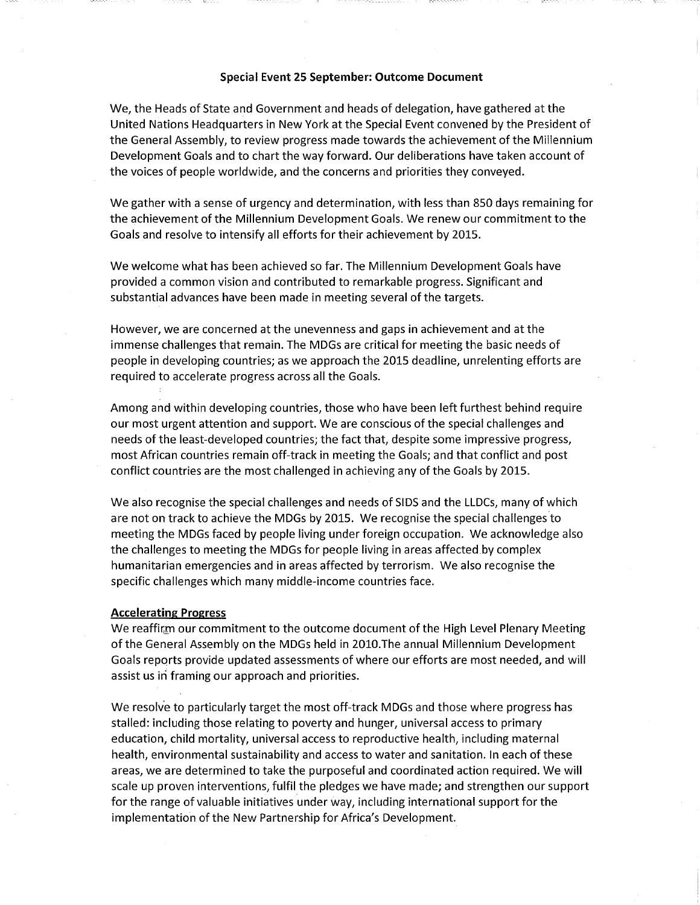**Special Event 25 September: Outcome Document**

We, the Heads of State and Government and heads of delegation, have gathered at the United Nations Headquarters in New York at the Special Event convened by the President of the General Assembly, to review progress made towards the achievement of the Millennium Development Goals and to chart the way forward. Our deliberations have taken account of the voices of people worldwide, and the concerns and priorities they conveyed.

We gather with a sense of urgency and determination, with less than 850 days remaining for the achievement of the Millennium Development Goals. We renew our commitment to the Goals and resolve to intensify all efforts for their achievement by 2015.

We welcome what has been achieved so far. The Millennium Development Goals have provided a common vision and contributed to remarkable progress. Significant and substantial advances have been made in meeting several of the targets.

However, we are concerned at the unevenness and gaps in achievement and at the immense challenges that remain. The MDGs are critical for meeting the basic needs of people in developing countries; as we approach the 2015 deadline, unrelenting efforts are required to accelerate progress across all the Goals.

Among and within developing countries, those who have been left furthest behind require our most urgent attention and support. We are conscious of the special challenges and needs of the least-developed countries; the fact that, despite some impressive progress, most African countries remain off-track in meeting the Goals; and that conflict and post conflict countries are the most challenged in achieving any of the Goals by 2015.

We also recognise the special challenges and needs of SIDS and the LLDCs, many of which are not on track to achieve the MDGs by 2015. We recognise the special challenges to meeting the MDGs faced by people living under foreign occupation. We acknowledge also the challenges to meeting the MDGs for people living in areas affected by complex humanitarian emergencies and in areas affected by terrorism. We also recognise the specific challenges which many middle-income countries face.

**Accelerating Progress**

We reaffirm our commitment to the outcome document of the High Level Plenary Meeting of the General Assembly on the MDGs held in 2010.The annual Millennium Development Goals reports provide updated assessments of where our efforts are most needed, and will assist us in framing our approach and priorities.

We resolve to particularly target the most off-track MDGs and those where progress has stalled: including those relating to poverty and hunger, universal access to primary education, child mortality, universal access to reproductive health, including maternal health, environmental sustainability and access to water and sanitation. In each of these areas, we are determined to take the purposeful and coordinated action required. We will scale up proven interventions, fulfil the pledges we have made; and strengthen our support for the range of valuable initiatives under way, including international support for the implementation of the New Partnership for Africa's Development.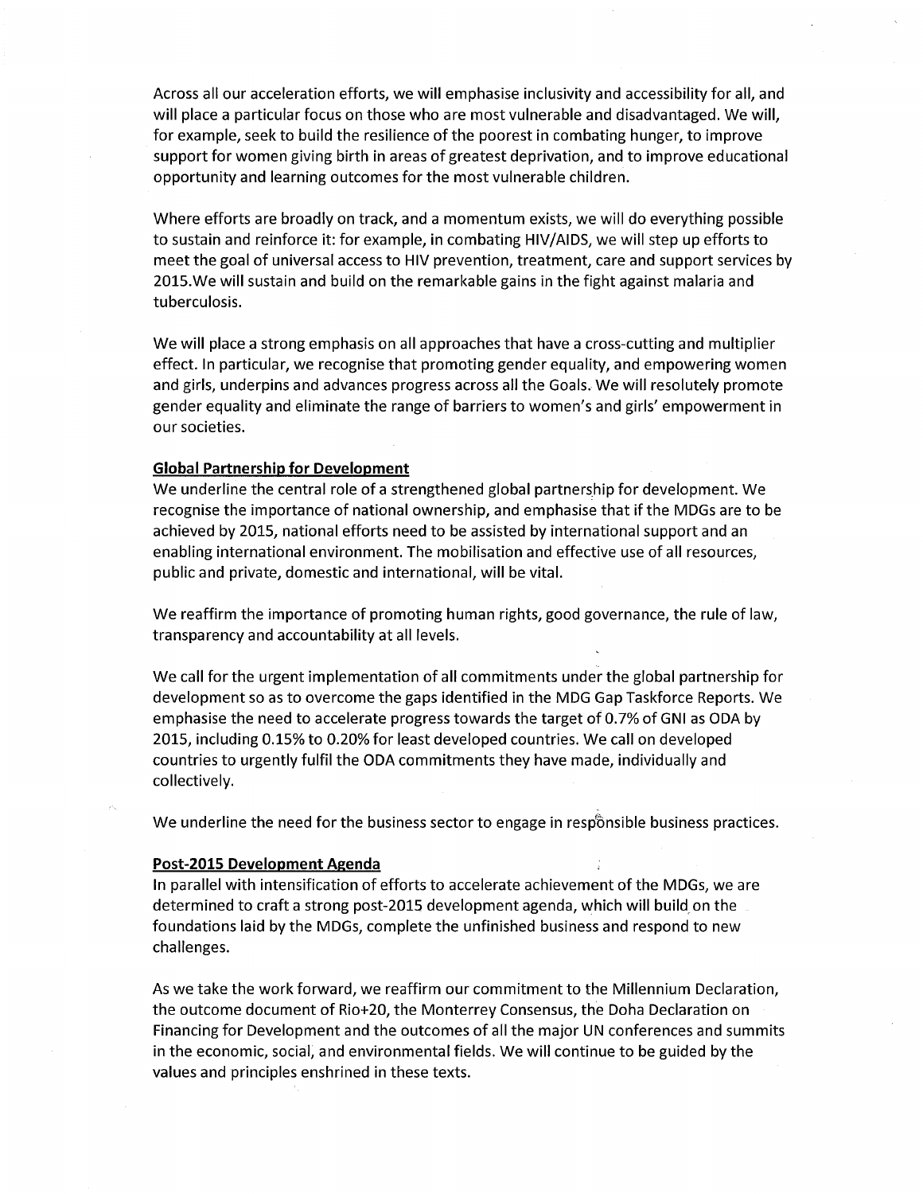Across all our acceleration efforts, we will emphasise inclusivity and accessibility for all, and will place a particular focus on those who are most vulnerable and disadvantaged. We will, for example, seek to build the resilience of the poorest in combating hunger, to improve support for women giving birth in areas of greatest deprivation, and to improve educational opportunity and learning outcomes for the most vulnerable children.

Where efforts are broadly on track, and a momentum exists, we will do everything possible to sustain and reinforce it: for example, in combating HIV/AIDS, we will step up efforts to meet the goal of universal access to HIV prevention, treatment, care and support services by 2015.We will sustain and build on the remarkable gains in the fight against malaria and tuberculosis.

We will place a strong emphasis on all approaches that have a cross-cutting and multiplier effect. In particular, we recognise that promoting gender equality, and empowering women and girls, underpins and advances progress across all the Goals. We will resolutely promote gender equality and eliminate the range of barriers to women's and girls' empowerment in our societies.

**Global Partnership for Development**

We underline the central role of a strengthened global partnership for development. We recognise the importance of national ownership, and emphasise that if the MDGs are to be achieved by 2015, national efforts need to be assisted by international support and an enabling international environment. The mobilisation and effective use of all resources, public and private, domestic and international, will be vital.

We reaffirm the importance of promoting human rights, good governance, the rule of law, transparency and accountability at all levels.

We call for the urgent implementation of all commitments under the global partnership for development so as to overcome the gaps identified in the MDG Gap Taskforce Reports. We emphasise the need to accelerate progress towards the target of 0.7% of GNI as ODA by 2015, including 0.15% to 0.20% for least developed countries. We call on developed countries to urgently fulfil the ODA commitments they have made, individually and collectively.

We underline the need for the business sector to engage in responsible business practices.

**Post-2015 Development Agenda**

In parallel with intensification of efforts to accelerate achievement of the MDGs, we are determined to craft a strong post-2015 development agenda, which will build on the foundations laid by the MDGs, complete the unfinished business and respond to new challenges.

As we take the work forward, we reaffirm our commitment to the Millennium Declaration, the outcome document of Rio+20, the Monterrey Consensus, the Doha Declaration on Financing for Development and the outcomes of all the major UN conferences and summits in the economic, social, and environmental fields. We will continue to be guided by the values and principles enshrined in these texts.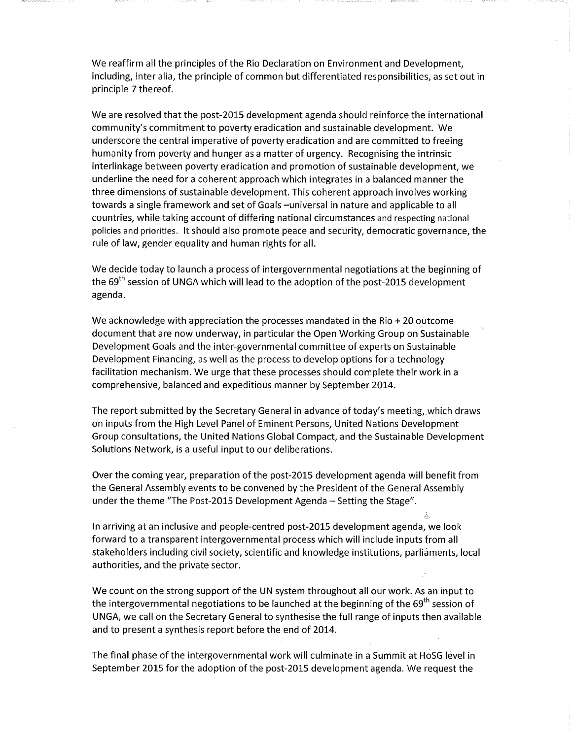We reaffirm all the principles of the Rio Declaration on Environment and Development, including, inter alia, the principle of common but differentiated responsibilities, as set out in principle 7 thereof.

We are resolved that the post-2015 development agenda should reinforce the international community's commitment to poverty eradication and sustainable development. We underscore the central imperative of poverty eradication and are committed to freeing humanity from poverty and hunger as a matter of urgency. Recognising the intrinsic interlinkage between poverty eradication and promotion of sustainable development, we underline the need for a coherent approach which integrates in a balanced manner the three dimensions of sustainable development. This coherent approach involves working towards a single framework and set of Goals –universal in nature and applicable to all countries, while taking account of differing national circumstances and respecting national policies and priorities. It should also promote peace and security, democratic governance, the rule of law, gender equality and human rights for all.

We decide today to launch a process of intergovernmental negotiations at the beginning of the 69th session of UNGA which will lead to the adoption of the post-2015 development agenda.

We acknowledge with appreciation the processes mandated in the Rio + 20 outcome document that are now underway, in particular the Open Working Group on Sustainable Development Goals and the inter-governmental committee of experts on Sustainable Development Financing, as well as the process to develop options for a technology facilitation mechanism. We urge that these processes should complete their work in a comprehensive, balanced and expeditious manner by September 2014.

The report submitted by the Secretary General in advance of today's meeting, which draws on inputs from the High Level Panel of Eminent Persons, United Nations Development Group consultations, the United Nations Global Compact, and the Sustainable Development Solutions Network, is a useful input to our deliberations.

Over the coming year, preparation of the post-2015 development agenda will benefit from the General Assembly events to be convened by the President of the General Assembly under the theme "The Post-2015 Development Agenda – Setting the Stage".

In arriving at an inclusive and people-centred post-2015 development agenda, we look forward to a transparent intergovernmental process which will include inputs from all stakeholders including civil society, scientific and knowledge institutions, parliaments, local authorities, and the private sector.

We count on the strong support of the UN system throughout all our work. As an input to the intergovernmental negotiations to be launched at the beginning of the 69th session of UNGA, we call on the Secretary General to synthesise the full range of inputs then available and to present a synthesis report before the end of 2014.

The final phase of the intergovernmental work will culminate in a Summit at HoSG level in September 2015 for the adoption of the post-2015 development agenda. We request the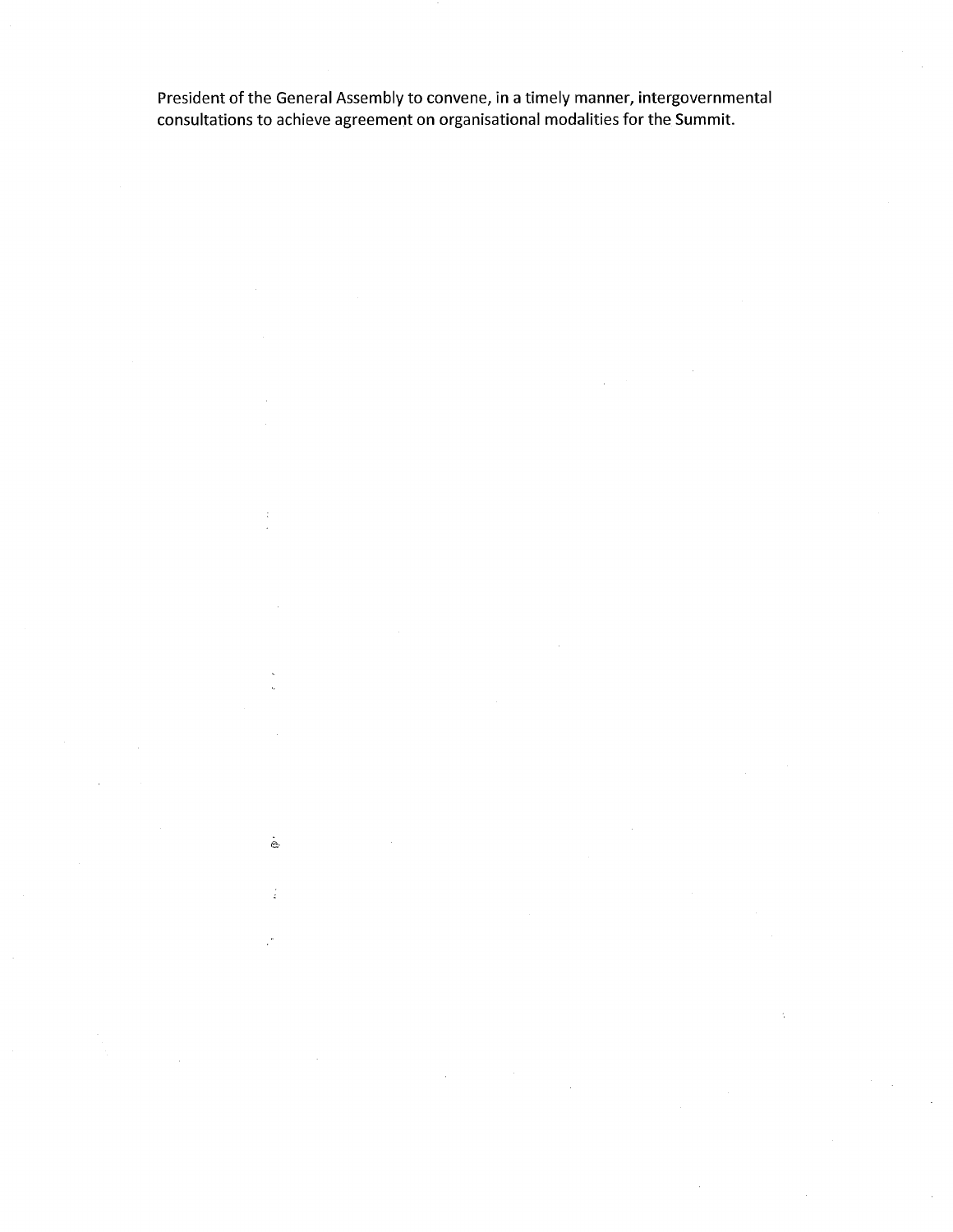President of the General Assembly to convene, in a timely manner, intergovernmental consultations to achieve agreement on organisational modalities for the Summit.